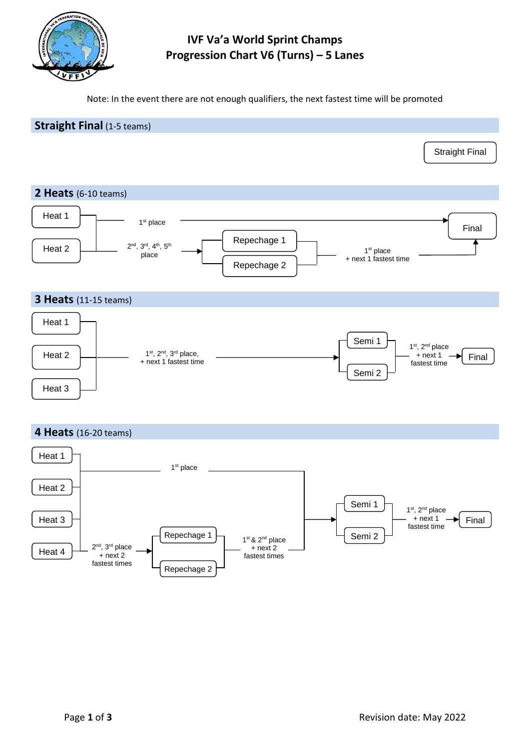# IVF Va'a World Sprint Champs
# Progression Chart V6 (Turns) – 5 Lanes

Note: In the event there are not enough qualifiers, the next fastest time will be promoted

## Straight Final (1-5 teams)

Straight Final

## 2 Heats (6-10 teams)

Heat 1

Heat 2

1st place → Final

2nd, 3rd, 4th, 5th place → Repechage 1, Repechage 2

1st place + next 1 fastest time → Final

## 3 Heats (11-15 teams)

Heat 1

Heat 2

Heat 3

1st, 2nd, 3rd place, + next 1 fastest time → Semi 1, Semi 2

1st, 2nd place + next 1 fastest time → Final

## 4 Heats (16-20 teams)

Heat 1

Heat 2

Heat 3

Heat 4

1st place → Semi 1, Semi 2

2nd, 3rd place + next 2 fastest times → Repechage 1, Repechage 2

1st & 2nd place + next 2 fastest times → Semi 1, Semi 2

1st, 2nd place + next 1 fastest time → Final

Revision date: May 2022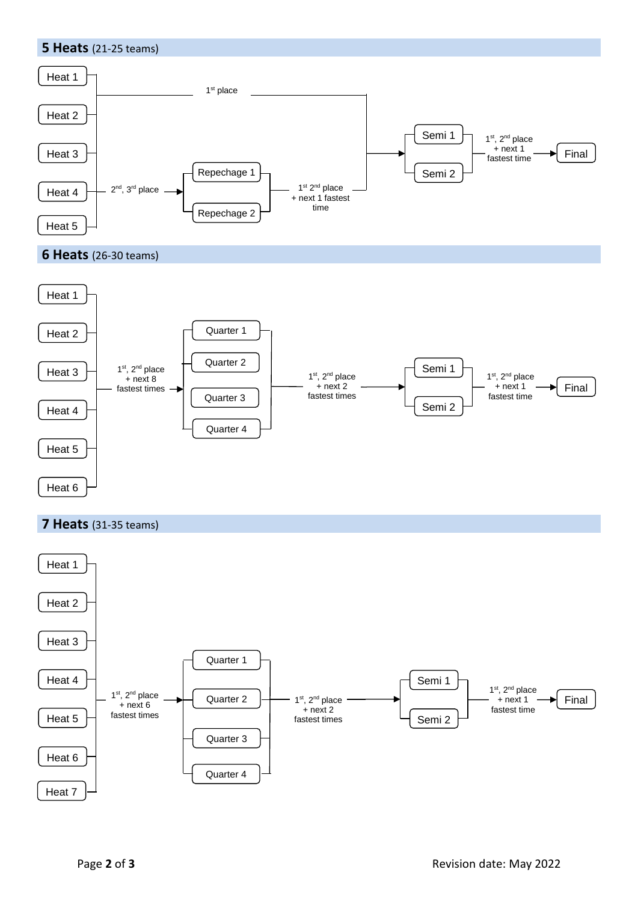## **5 Heats** (21-25 teams)

Heat 1

Heat 2

Heat 3

Heat 4

Heat 5

1st place

2nd, 3rd place → Repechage 1, Repechage 2

1st 2nd place + next 1 fastest time

Semi 1

Semi 2

1st, 2nd place + next 1 fastest time → Final

## **6 Heats** (26-30 teams)

Heat 1

Heat 2

Heat 3

Heat 4

Heat 5

Heat 6

1st, 2nd place + next 8 fastest times → Quarter 1, Quarter 2, Quarter 3, Quarter 4

1st, 2nd place + next 2 fastest times → Semi 1, Semi 2

1st, 2nd place + next 1 fastest time → Final

## **7 Heats** (31-35 teams)

Heat 1

Heat 2

Heat 3

Heat 4

Heat 5

Heat 6

Heat 7

1st, 2nd place + next 6 fastest times → Quarter 1, Quarter 2, Quarter 3, Quarter 4

1st, 2nd place + next 2 fastest times → Semi 1, Semi 2

1st, 2nd place + next 1 fastest time → Final

Revision date: May 2022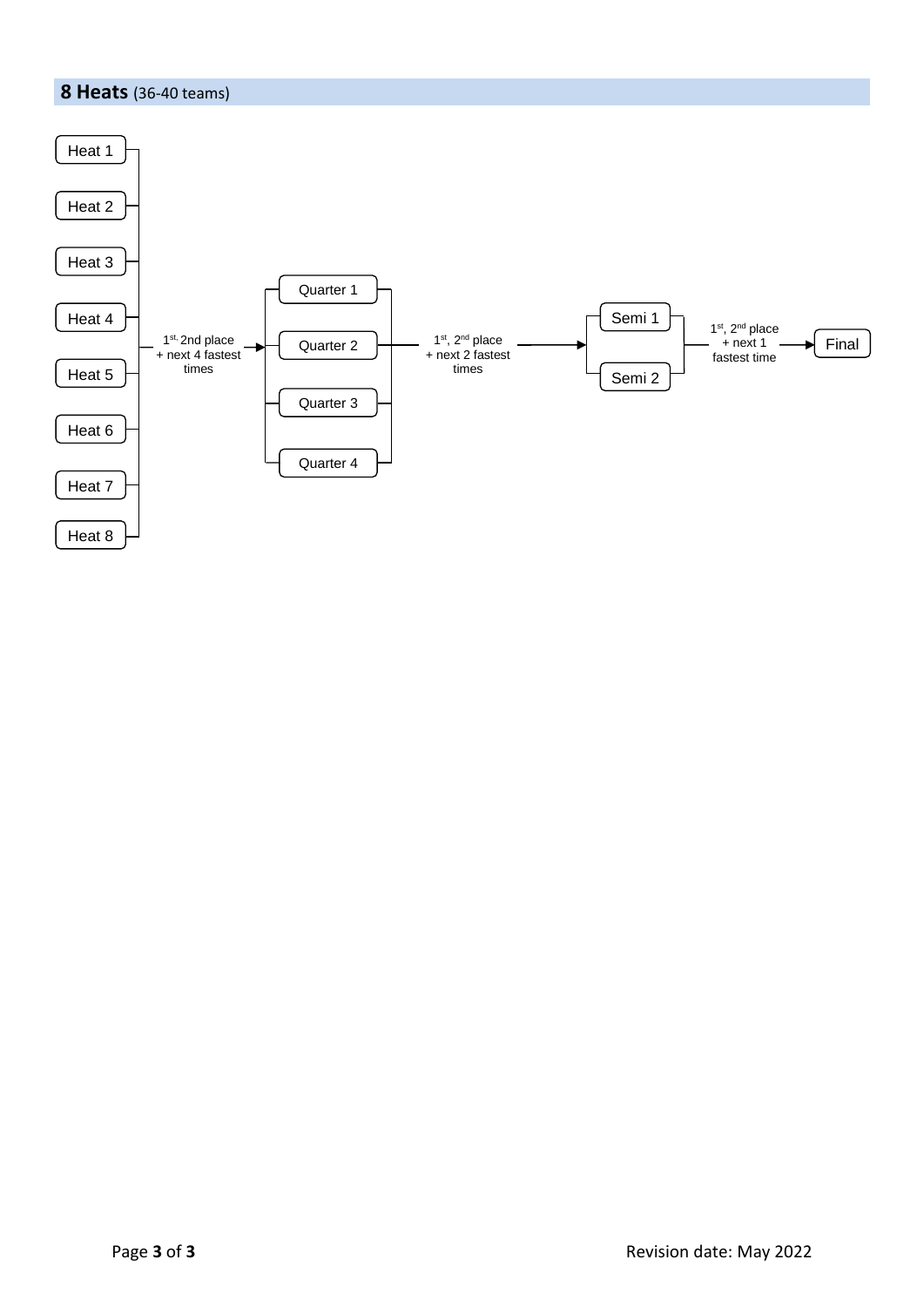## **8 Heats** (36-40 teams)

Heat 1

Heat 2

Heat 3

Heat 4

Heat 5

Heat 6

Heat 7

Heat 8

1st, 2nd place + next 4 fastest times

Quarter 1

Quarter 2

Quarter 3

Quarter 4

1st, 2nd place + next 2 fastest times

Semi 1

Semi 2

1st, 2nd place + next 1 fastest time

Final

Revision date: May 2022